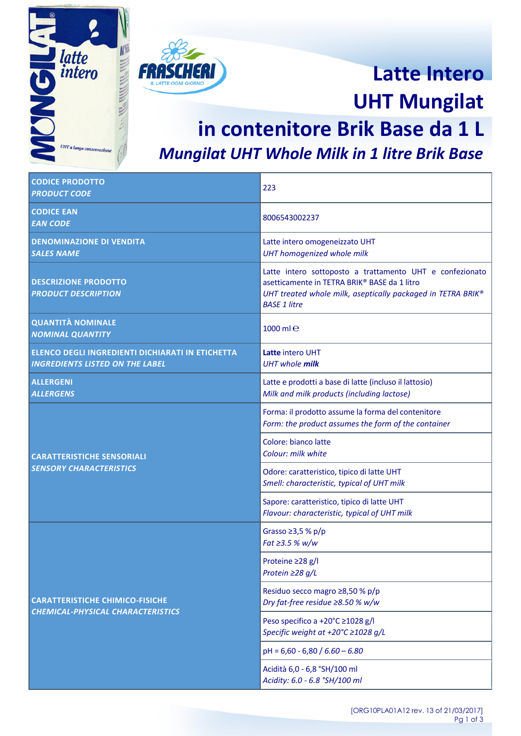# Latte Intero UHT Mungilat in contenitore Brik Base da 1 L

## *Mungilat UHT Whole Milk in 1 litre Brik Base*

| | |
|---|---|
| **CODICE PRODOTTO**<br>***PRODUCT CODE*** | 223 |
| **CODICE EAN**<br>***EAN CODE*** | 8006543002237 |
| **DENOMINAZIONE DI VENDITA**<br>***SALES NAME*** | Latte intero omogeneizzato UHT<br>*UHT homogenized whole milk* |
| **DESCRIZIONE PRODOTTO**<br>***PRODUCT DESCRIPTION*** | Latte intero sottoposto a trattamento UHT e confezionato asetticamente in TETRA BRIK® BASE da 1 litro<br>*UHT treated whole milk, aseptically packaged in TETRA BRIK® BASE 1 litre* |
| **QUANTITÀ NOMINALE**<br>***NOMINAL QUANTITY*** | 1000 ml ℮ |
| **ELENCO DEGLI INGREDIENTI DICHIARATI IN ETICHETTA**<br>***INGREDIENTS LISTED ON THE LABEL*** | **Latte** intero UHT<br>*UHT whole **milk*** |
| **ALLERGENI**<br>***ALLERGENS*** | Latte e prodotti a base di latte (incluso il lattosio)<br>*Milk and milk products (including lactose)* |
| **CARATTERISTICHE SENSORIALI**<br>***SENSORY CHARACTERISTICS*** | Forma: il prodotto assume la forma del contenitore<br>*Form: the product assumes the form of the container* |
| | Colore: bianco latte<br>*Colour: milk white* |
| | Odore: caratteristico, tipico di latte UHT<br>*Smell: characteristic, typical of UHT milk* |
| | Sapore: caratteristico, tipico di latte UHT<br>*Flavour: characteristic, typical of UHT milk* |
| **CARATTERISTICHE CHIMICO-FISICHE**<br>***CHEMICAL-PHYSICAL CHARACTERISTICS*** | Grasso ≥3,5 % p/p<br>*Fat ≥3.5 % w/w* |
| | Proteine ≥28 g/l<br>*Protein ≥28 g/L* |
| | Residuo secco magro ≥8,50 % p/p<br>*Dry fat-free residue ≥8.50 % w/w* |
| | Peso specifico a +20°C ≥1028 g/l<br>*Specific weight at +20°C ≥1028 g/L* |
| | pH = 6,60 - 6,80 / *6.60 – 6.80* |
| | Acidità 6,0 - 6,8 °SH/100 ml<br>*Acidity: 6.0 - 6.8 °SH/100 ml* |

[ORG10PLA01A12 rev. 13 of 21/03/2017]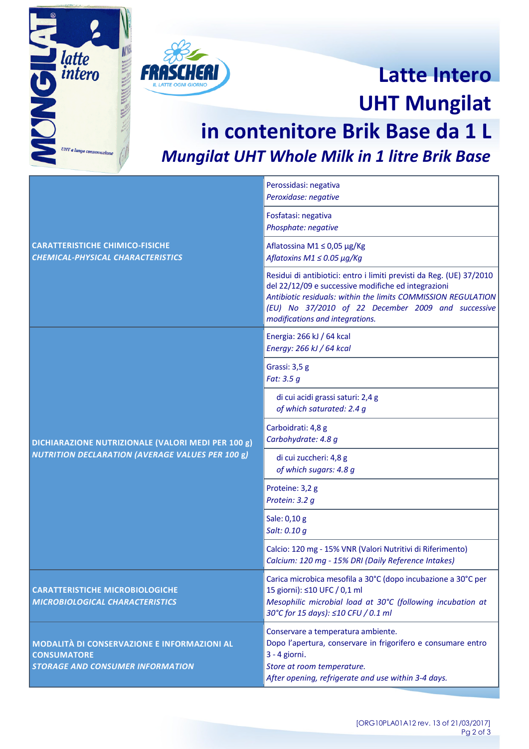# Latte Intero UHT Mungilat in contenitore Brik Base da 1 L

## *Mungilat UHT Whole Milk in 1 litre Brik Base*

| | |
|---|---|
| **CARATTERISTICHE CHIMICO-FISICHE**<br>***CHEMICAL-PHYSICAL CHARACTERISTICS*** | Perossidasi: negativa<br>*Peroxidase: negative* |
| | Fosfatasi: negativa<br>*Phosphate: negative* |
| | Aflatossina M1 ≤ 0,05 µg/Kg<br>*Aflatoxins M1 ≤ 0.05 µg/Kg* |
| | Residui di antibiotici: entro i limiti previsti da Reg. (UE) 37/2010 del 22/12/09 e successive modifiche ed integrazioni<br>*Antibiotic residuals: within the limits COMMISSION REGULATION (EU) No 37/2010 of 22 December 2009 and successive modifications and integrations.* |
| **DICHIARAZIONE NUTRIZIONALE (VALORI MEDI PER 100 g)**<br>***NUTRITION DECLARATION (AVERAGE VALUES PER 100 g)*** | Energia: 266 kJ / 64 kcal<br>*Energy: 266 kJ / 64 kcal* |
| | Grassi: 3,5 g<br>*Fat: 3.5 g* |
| | di cui acidi grassi saturi: 2,4 g<br>*of which saturated: 2.4 g* |
| | Carboidrati: 4,8 g<br>*Carbohydrate: 4.8 g* |
| | di cui zuccheri: 4,8 g<br>*of which sugars: 4.8 g* |
| | Proteine: 3,2 g<br>*Protein: 3.2 g* |
| | Sale: 0,10 g<br>*Salt: 0.10 g* |
| | Calcio: 120 mg - 15% VNR (Valori Nutritivi di Riferimento)<br>*Calcium: 120 mg - 15% DRI (Daily Reference Intakes)* |
| **CARATTERISTICHE MICROBIOLOGICHE**<br>***MICROBIOLOGICAL CHARACTERISTICS*** | Carica microbica mesofila a 30°C (dopo incubazione a 30°C per 15 giorni): ≤10 UFC / 0,1 ml<br>*Mesophilic microbial load at 30°C (following incubation at 30°C for 15 days): ≤10 CFU / 0.1 ml* |
| **MODALITÀ DI CONSERVAZIONE E INFORMAZIONI AL CONSUMATORE**<br>***STORAGE AND CONSUMER INFORMATION*** | Conservare a temperatura ambiente.<br>Dopo l'apertura, conservare in frigorifero e consumare entro 3 - 4 giorni.<br>*Store at room temperature.*<br>*After opening, refrigerate and use within 3-4 days.* |

[ORG10PLA01A12 rev. 13 of 21/03/2017]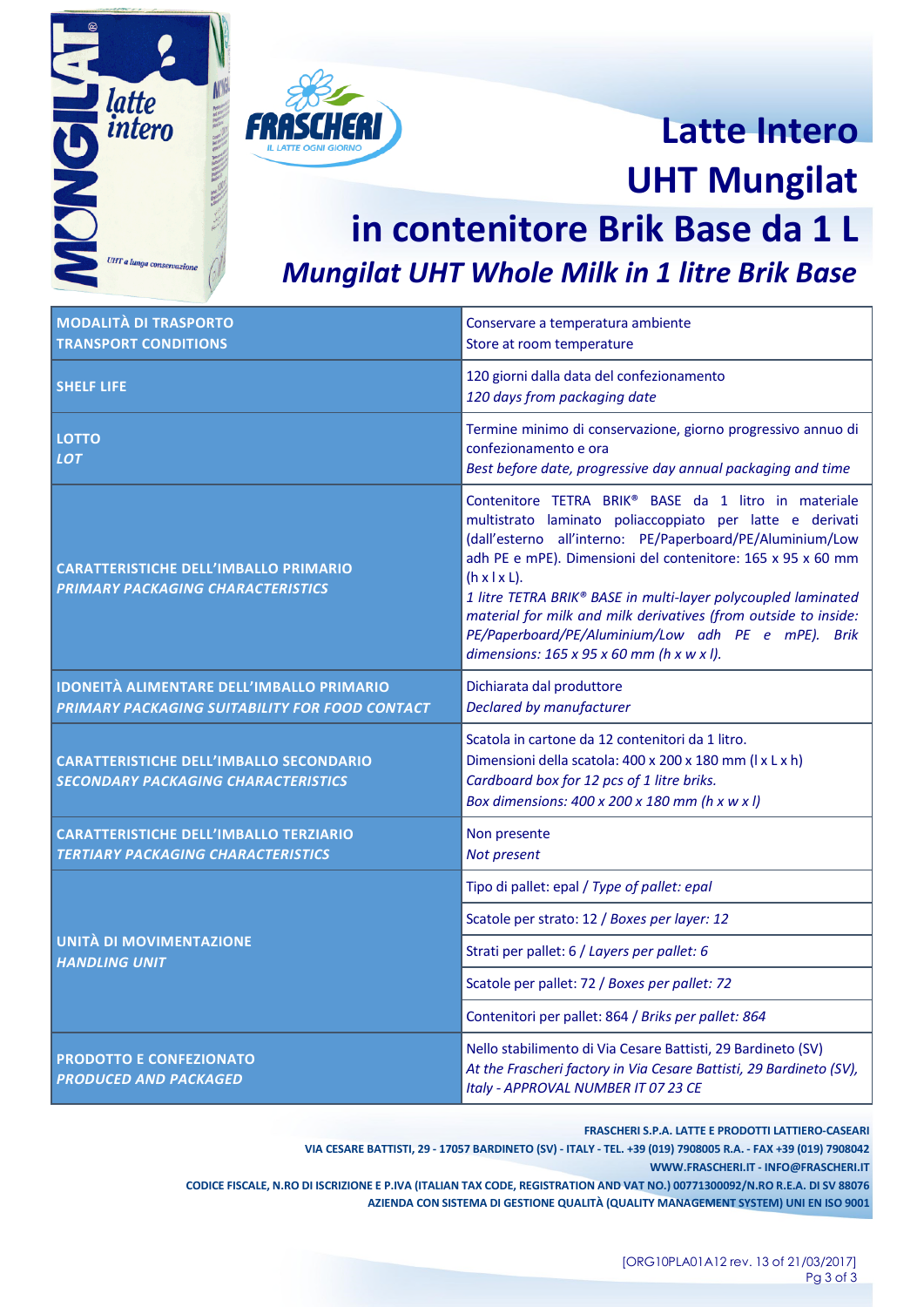# Latte Intero UHT Mungilat in contenitore Brik Base da 1 L

## *Mungilat UHT Whole Milk in 1 litre Brik Base*

| | |
|---|---|
| **MODALITÀ DI TRASPORTO**<br>**TRANSPORT CONDITIONS** | Conservare a temperatura ambiente<br>Store at room temperature |
| **SHELF LIFE** | 120 giorni dalla data del confezionamento<br>*120 days from packaging date* |
| **LOTTO**<br>***LOT*** | Termine minimo di conservazione, giorno progressivo annuo di confezionamento e ora<br>*Best before date, progressive day annual packaging and time* |
| **CARATTERISTICHE DELL'IMBALLO PRIMARIO**<br>***PRIMARY PACKAGING CHARACTERISTICS*** | Contenitore TETRA BRIK® BASE da 1 litro in materiale multistrato laminato poliaccoppiato per latte e derivati (dall'esterno all'interno: PE/Paperboard/PE/Aluminium/Low adh PE e mPE). Dimensioni del contenitore: 165 x 95 x 60 mm (h x l x L).<br>*1 litre TETRA BRIK® BASE in multi-layer polycoupled laminated material for milk and milk derivatives (from outside to inside: PE/Paperboard/PE/Aluminium/Low adh PE e mPE). Brik dimensions: 165 x 95 x 60 mm (h x w x l).* |
| **IDONEITÀ ALIMENTARE DELL'IMBALLO PRIMARIO**<br>***PRIMARY PACKAGING SUITABILITY FOR FOOD CONTACT*** | Dichiarata dal produttore<br>*Declared by manufacturer* |
| **CARATTERISTICHE DELL'IMBALLO SECONDARIO**<br>***SECONDARY PACKAGING CHARACTERISTICS*** | Scatola in cartone da 12 contenitori da 1 litro.<br>Dimensioni della scatola: 400 x 200 x 180 mm (l x L x h)<br>*Cardboard box for 12 pcs of 1 litre briks.*<br>*Box dimensions: 400 x 200 x 180 mm (h x w x l)* |
| **CARATTERISTICHE DELL'IMBALLO TERZIARIO**<br>***TERTIARY PACKAGING CHARACTERISTICS*** | Non presente<br>*Not present* |
| **UNITÀ DI MOVIMENTAZIONE**<br>***HANDLING UNIT*** | Tipo di pallet: epal / *Type of pallet: epal* |
| | Scatole per strato: 12 / *Boxes per layer: 12* |
| | Strati per pallet: 6 / *Layers per pallet: 6* |
| | Scatole per pallet: 72 / *Boxes per pallet: 72* |
| | Contenitori per pallet: 864 / *Briks per pallet: 864* |
| **PRODOTTO E CONFEZIONATO**<br>***PRODUCED AND PACKAGED*** | Nello stabilimento di Via Cesare Battisti, 29 Bardineto (SV)<br>*At the Frascheri factory in Via Cesare Battisti, 29 Bardineto (SV), Italy - APPROVAL NUMBER IT 07 23 CE* |

**FRASCHERI S.P.A. LATTE E PRODOTTI LATTIERO-CASEARI**
**VIA CESARE BATTISTI, 29 - 17057 BARDINETO (SV) - ITALY - TEL. +39 (019) 7908005 R.A. - FAX +39 (019) 7908042**
**WWW.FRASCHERI.IT - INFO@FRASCHERI.IT**
**CODICE FISCALE, N.RO DI ISCRIZIONE E P.IVA (ITALIAN TAX CODE, REGISTRATION AND VAT NO.) 00771300092/N.RO R.E.A. DI SV 88076**
**AZIENDA CON SISTEMA DI GESTIONE QUALITÀ (QUALITY MANAGEMENT SYSTEM) UNI EN ISO 9001**

[ORG10PLA01A12 rev. 13 of 21/03/2017]